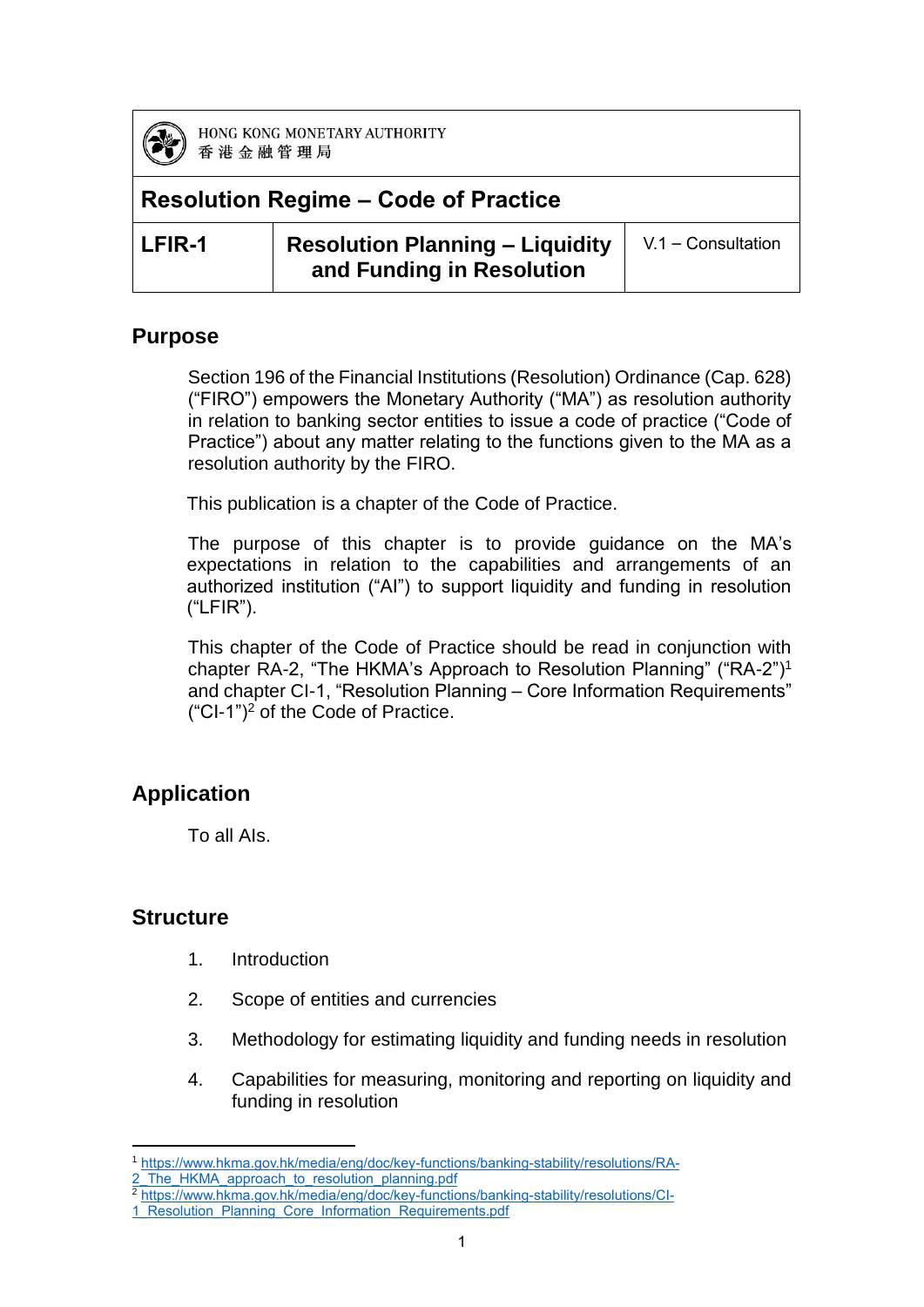HONG KONG MONETARY AUTHORITY
香港金融管理局

| Resolution Regime – Code of Practice | | |
|---|---|---|
| **LFIR-1** | **Resolution Planning – Liquidity and Funding in Resolution** | V.1 – Consultation |

## Purpose

Section 196 of the Financial Institutions (Resolution) Ordinance (Cap. 628) ("FIRO") empowers the Monetary Authority ("MA") as resolution authority in relation to banking sector entities to issue a code of practice ("Code of Practice") about any matter relating to the functions given to the MA as a resolution authority by the FIRO.

This publication is a chapter of the Code of Practice.

The purpose of this chapter is to provide guidance on the MA's expectations in relation to the capabilities and arrangements of an authorized institution ("AI") to support liquidity and funding in resolution ("LFIR").

This chapter of the Code of Practice should be read in conjunction with chapter RA-2, "The HKMA's Approach to Resolution Planning" ("RA-2")[1] and chapter CI-1, "Resolution Planning – Core Information Requirements" ("CI-1")[2] of the Code of Practice.

## Application

To all AIs.

## Structure

1. Introduction
2. Scope of entities and currencies
3. Methodology for estimating liquidity and funding needs in resolution
4. Capabilities for measuring, monitoring and reporting on liquidity and funding in resolution

---

[1] https://www.hkma.gov.hk/media/eng/doc/key-functions/banking-stability/resolutions/RA-2_The_HKMA_approach_to_resolution_planning.pdf

[2] https://www.hkma.gov.hk/media/eng/doc/key-functions/banking-stability/resolutions/CI-1_Resolution_Planning_Core_Information_Requirements.pdf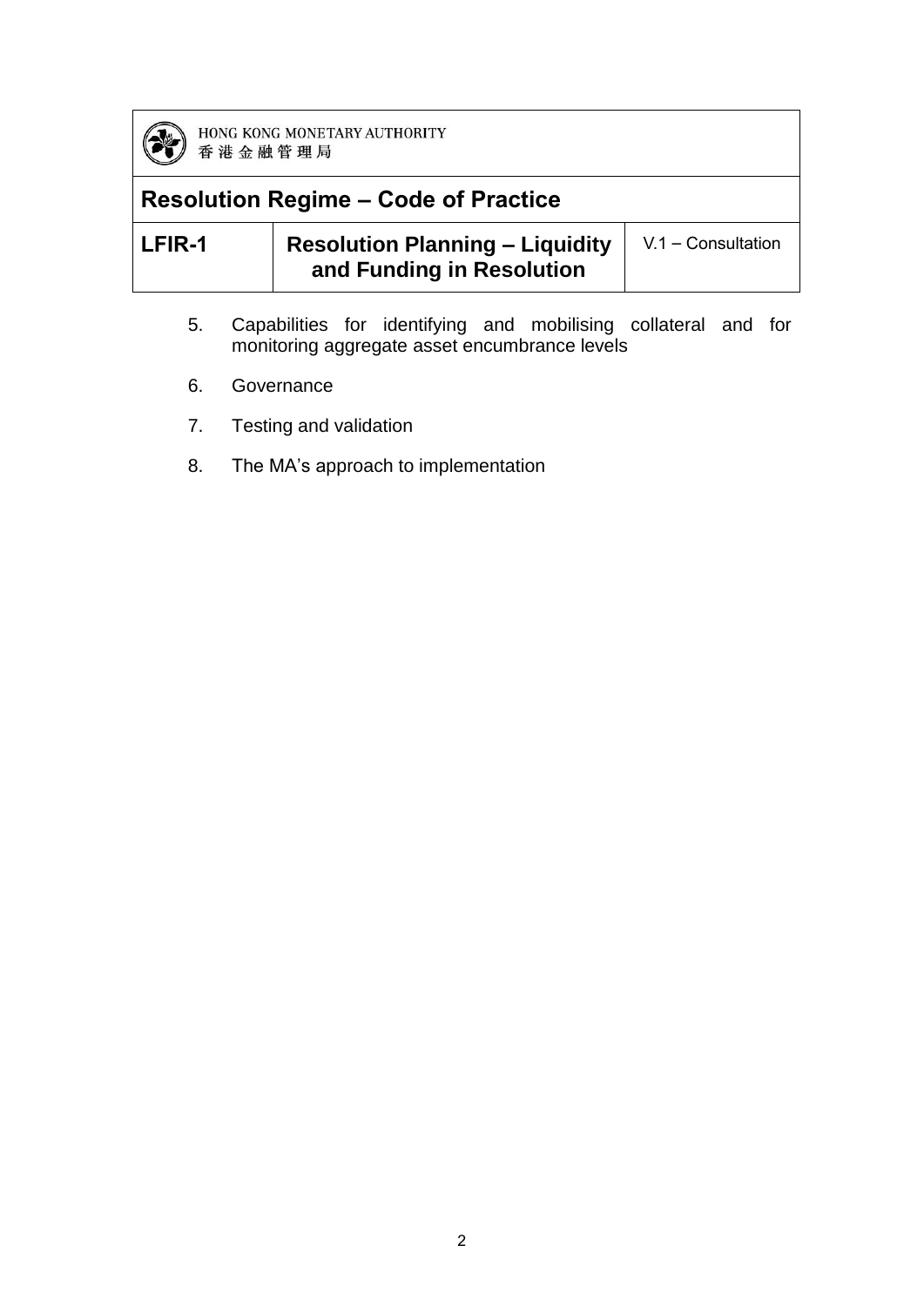5. Capabilities for identifying and mobilising collateral and for monitoring aggregate asset encumbrance levels

6. Governance

7. Testing and validation

8. The MA’s approach to implementation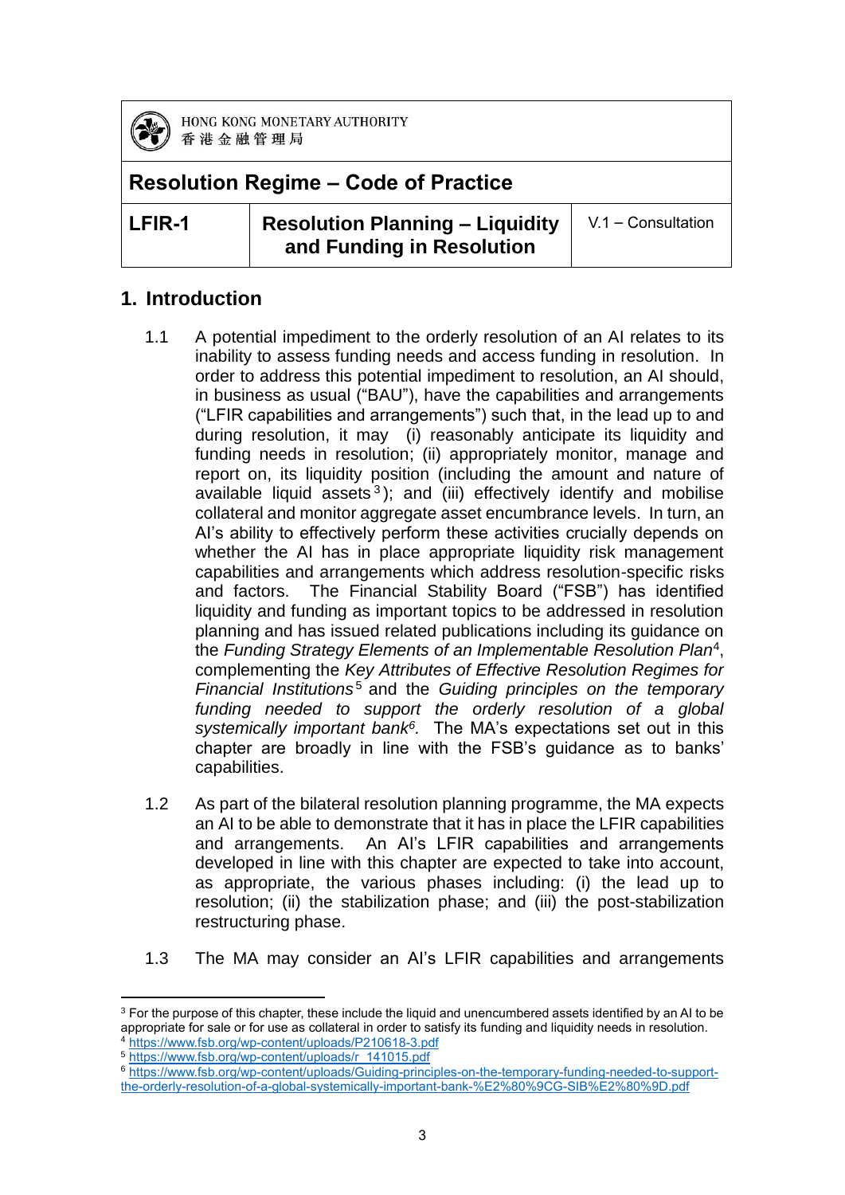HONG KONG MONETARY AUTHORITY
香港金融管理局

| **Resolution Regime – Code of Practice** | | |
|---|---|---|
| **LFIR-1** | **Resolution Planning – Liquidity and Funding in Resolution** | V.1 – Consultation |

## 1. Introduction

1.1 A potential impediment to the orderly resolution of an AI relates to its inability to assess funding needs and access funding in resolution. In order to address this potential impediment to resolution, an AI should, in business as usual ("BAU"), have the capabilities and arrangements ("LFIR capabilities and arrangements") such that, in the lead up to and during resolution, it may (i) reasonably anticipate its liquidity and funding needs in resolution; (ii) appropriately monitor, manage and report on, its liquidity position (including the amount and nature of available liquid assets[3]); and (iii) effectively identify and mobilise collateral and monitor aggregate asset encumbrance levels. In turn, an AI's ability to effectively perform these activities crucially depends on whether the AI has in place appropriate liquidity risk management capabilities and arrangements which address resolution-specific risks and factors. The Financial Stability Board ("FSB") has identified liquidity and funding as important topics to be addressed in resolution planning and has issued related publications including its guidance on the *Funding Strategy Elements of an Implementable Resolution Plan*[4], complementing the *Key Attributes of Effective Resolution Regimes for Financial Institutions*[5] and the *Guiding principles on the temporary funding needed to support the orderly resolution of a global systemically important bank*[6]. The MA's expectations set out in this chapter are broadly in line with the FSB's guidance as to banks' capabilities.

1.2 As part of the bilateral resolution planning programme, the MA expects an AI to be able to demonstrate that it has in place the LFIR capabilities and arrangements. An AI's LFIR capabilities and arrangements developed in line with this chapter are expected to take into account, as appropriate, the various phases including: (i) the lead up to resolution; (ii) the stabilization phase; and (iii) the post-stabilization restructuring phase.

1.3 The MA may consider an AI's LFIR capabilities and arrangements

---

[3] For the purpose of this chapter, these include the liquid and unencumbered assets identified by an AI to be appropriate for sale or for use as collateral in order to satisfy its funding and liquidity needs in resolution.

[4] https://www.fsb.org/wp-content/uploads/P210618-3.pdf

[5] https://www.fsb.org/wp-content/uploads/r_141015.pdf

[6] https://www.fsb.org/wp-content/uploads/Guiding-principles-on-the-temporary-funding-needed-to-support-the-orderly-resolution-of-a-global-systemically-important-bank-%E2%80%9CG-SIB%E2%80%9D.pdf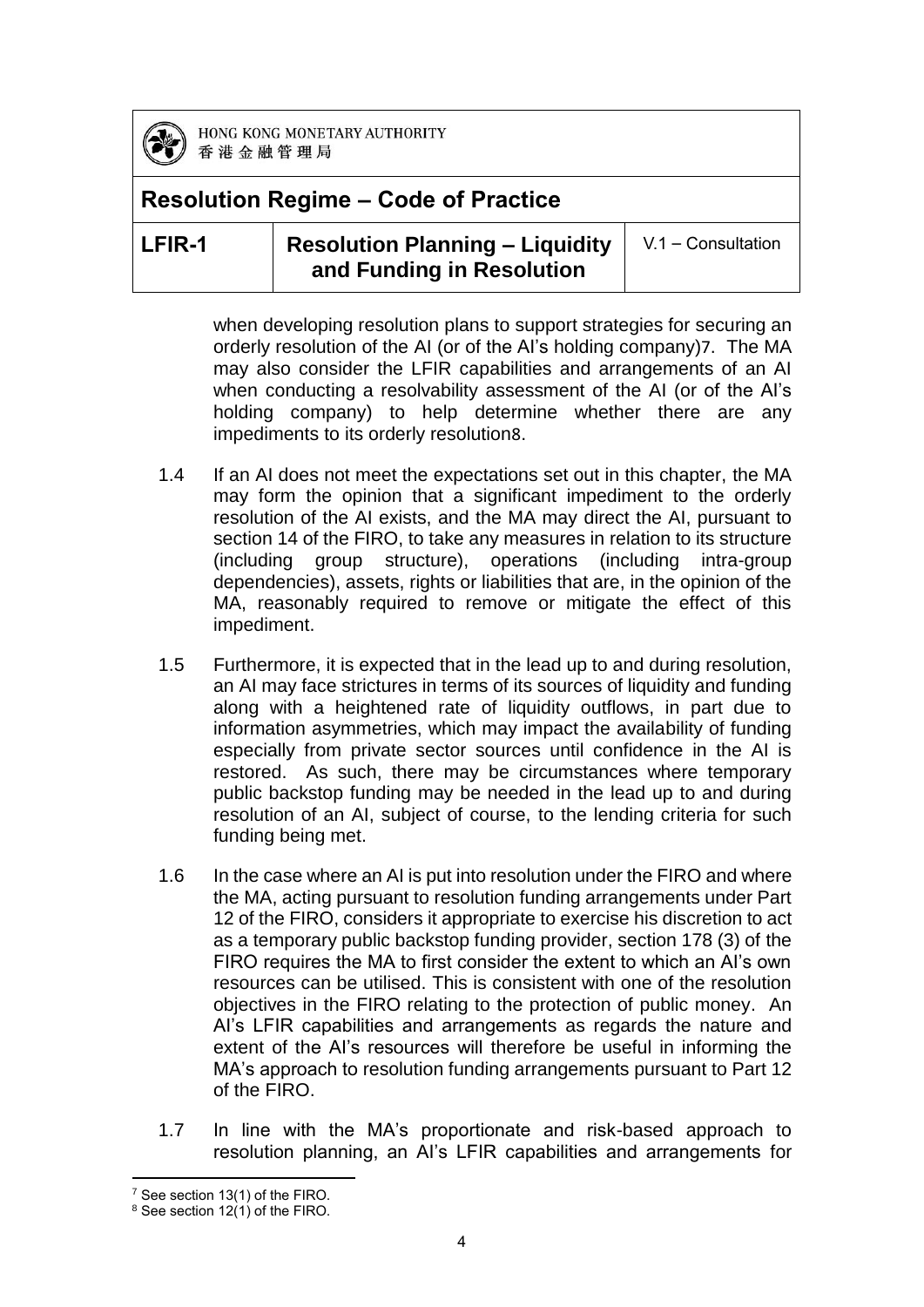when developing resolution plans to support strategies for securing an orderly resolution of the AI (or of the AI's holding company)[7]. The MA may also consider the LFIR capabilities and arrangements of an AI when conducting a resolvability assessment of the AI (or of the AI's holding company) to help determine whether there are any impediments to its orderly resolution[8].

1.4 If an AI does not meet the expectations set out in this chapter, the MA may form the opinion that a significant impediment to the orderly resolution of the AI exists, and the MA may direct the AI, pursuant to section 14 of the FIRO, to take any measures in relation to its structure (including group structure), operations (including intra-group dependencies), assets, rights or liabilities that are, in the opinion of the MA, reasonably required to remove or mitigate the effect of this impediment.

1.5 Furthermore, it is expected that in the lead up to and during resolution, an AI may face strictures in terms of its sources of liquidity and funding along with a heightened rate of liquidity outflows, in part due to information asymmetries, which may impact the availability of funding especially from private sector sources until confidence in the AI is restored. As such, there may be circumstances where temporary public backstop funding may be needed in the lead up to and during resolution of an AI, subject of course, to the lending criteria for such funding being met.

1.6 In the case where an AI is put into resolution under the FIRO and where the MA, acting pursuant to resolution funding arrangements under Part 12 of the FIRO, considers it appropriate to exercise his discretion to act as a temporary public backstop funding provider, section 178 (3) of the FIRO requires the MA to first consider the extent to which an AI's own resources can be utilised. This is consistent with one of the resolution objectives in the FIRO relating to the protection of public money. An AI's LFIR capabilities and arrangements as regards the nature and extent of the AI's resources will therefore be useful in informing the MA's approach to resolution funding arrangements pursuant to Part 12 of the FIRO.

1.7 In line with the MA's proportionate and risk-based approach to resolution planning, an AI's LFIR capabilities and arrangements for

---

[7] See section 13(1) of the FIRO.

[8] See section 12(1) of the FIRO.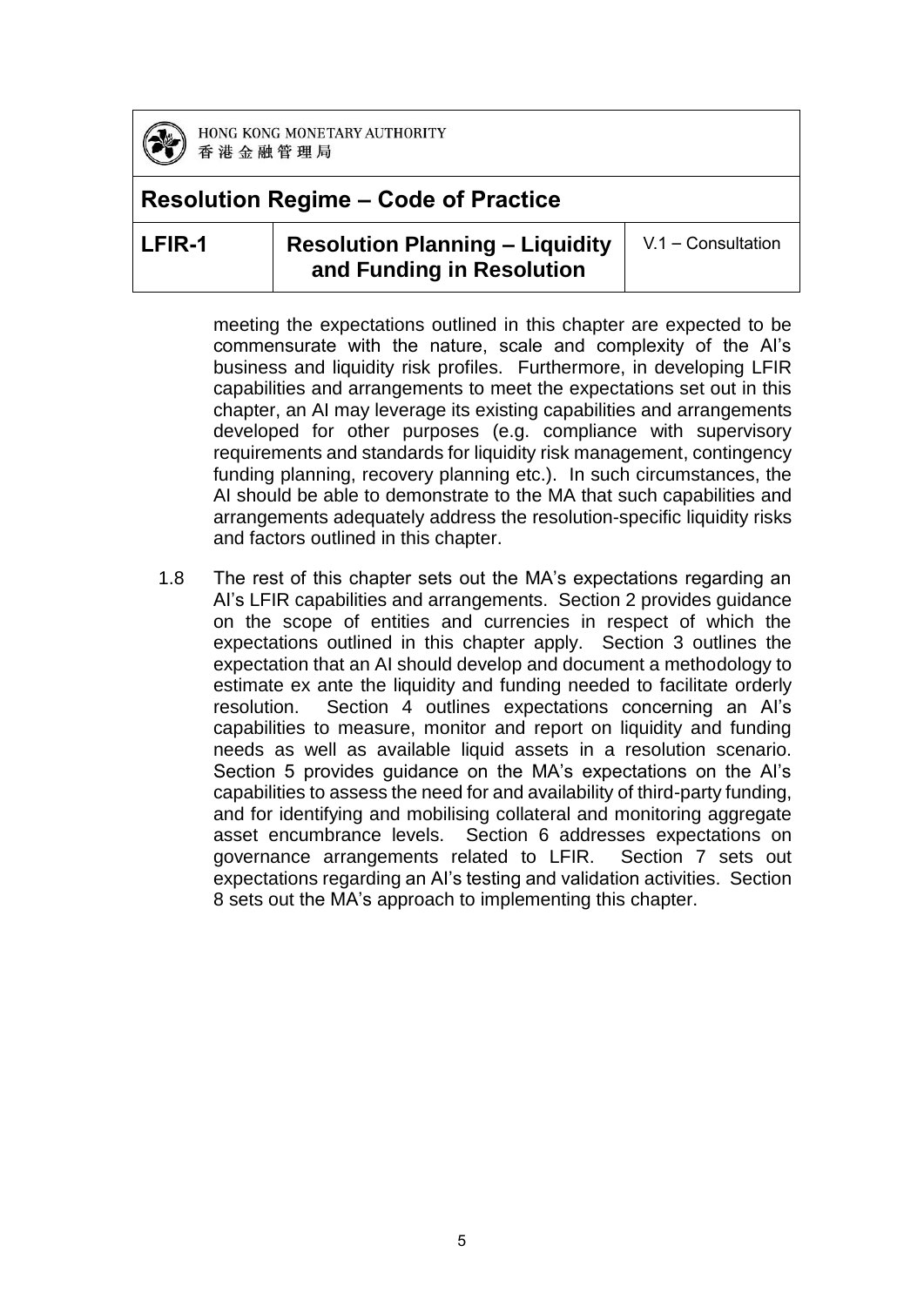meeting the expectations outlined in this chapter are expected to be commensurate with the nature, scale and complexity of the AI's business and liquidity risk profiles. Furthermore, in developing LFIR capabilities and arrangements to meet the expectations set out in this chapter, an AI may leverage its existing capabilities and arrangements developed for other purposes (e.g. compliance with supervisory requirements and standards for liquidity risk management, contingency funding planning, recovery planning etc.). In such circumstances, the AI should be able to demonstrate to the MA that such capabilities and arrangements adequately address the resolution-specific liquidity risks and factors outlined in this chapter.

1.8 The rest of this chapter sets out the MA's expectations regarding an AI's LFIR capabilities and arrangements. Section 2 provides guidance on the scope of entities and currencies in respect of which the expectations outlined in this chapter apply. Section 3 outlines the expectation that an AI should develop and document a methodology to estimate ex ante the liquidity and funding needed to facilitate orderly resolution. Section 4 outlines expectations concerning an AI's capabilities to measure, monitor and report on liquidity and funding needs as well as available liquid assets in a resolution scenario. Section 5 provides guidance on the MA's expectations on the AI's capabilities to assess the need for and availability of third-party funding, and for identifying and mobilising collateral and monitoring aggregate asset encumbrance levels. Section 6 addresses expectations on governance arrangements related to LFIR. Section 7 sets out expectations regarding an AI's testing and validation activities. Section 8 sets out the MA's approach to implementing this chapter.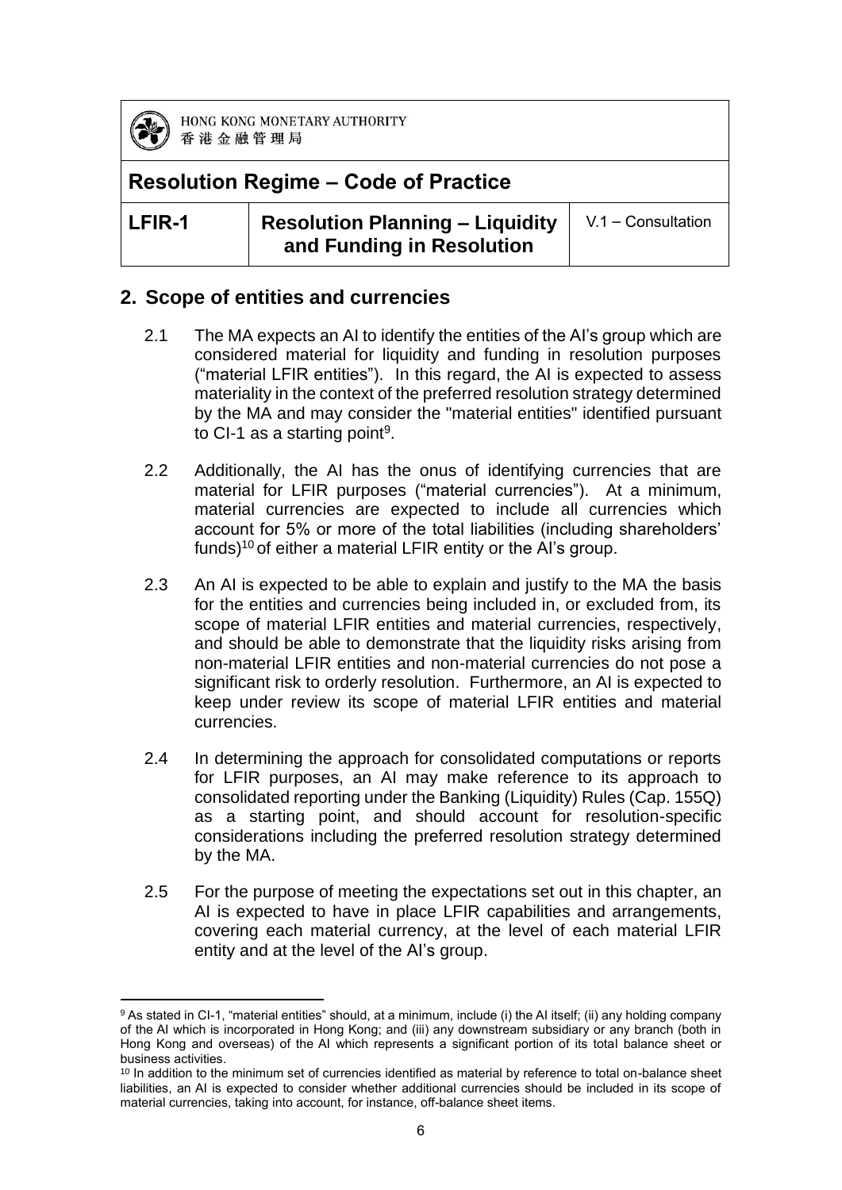## 2. Scope of entities and currencies

2.1 The MA expects an AI to identify the entities of the AI's group which are considered material for liquidity and funding in resolution purposes ("material LFIR entities"). In this regard, the AI is expected to assess materiality in the context of the preferred resolution strategy determined by the MA and may consider the "material entities" identified pursuant to CI-1 as a starting point[9].

2.2 Additionally, the AI has the onus of identifying currencies that are material for LFIR purposes ("material currencies"). At a minimum, material currencies are expected to include all currencies which account for 5% or more of the total liabilities (including shareholders' funds)[10] of either a material LFIR entity or the AI's group.

2.3 An AI is expected to be able to explain and justify to the MA the basis for the entities and currencies being included in, or excluded from, its scope of material LFIR entities and material currencies, respectively, and should be able to demonstrate that the liquidity risks arising from non-material LFIR entities and non-material currencies do not pose a significant risk to orderly resolution. Furthermore, an AI is expected to keep under review its scope of material LFIR entities and material currencies.

2.4 In determining the approach for consolidated computations or reports for LFIR purposes, an AI may make reference to its approach to consolidated reporting under the Banking (Liquidity) Rules (Cap. 155Q) as a starting point, and should account for resolution-specific considerations including the preferred resolution strategy determined by the MA.

2.5 For the purpose of meeting the expectations set out in this chapter, an AI is expected to have in place LFIR capabilities and arrangements, covering each material currency, at the level of each material LFIR entity and at the level of the AI's group.

---

[9] As stated in CI-1, "material entities" should, at a minimum, include (i) the AI itself; (ii) any holding company of the AI which is incorporated in Hong Kong; and (iii) any downstream subsidiary or any branch (both in Hong Kong and overseas) of the AI which represents a significant portion of its total balance sheet or business activities.

[10] In addition to the minimum set of currencies identified as material by reference to total on-balance sheet liabilities, an AI is expected to consider whether additional currencies should be included in its scope of material currencies, taking into account, for instance, off-balance sheet items.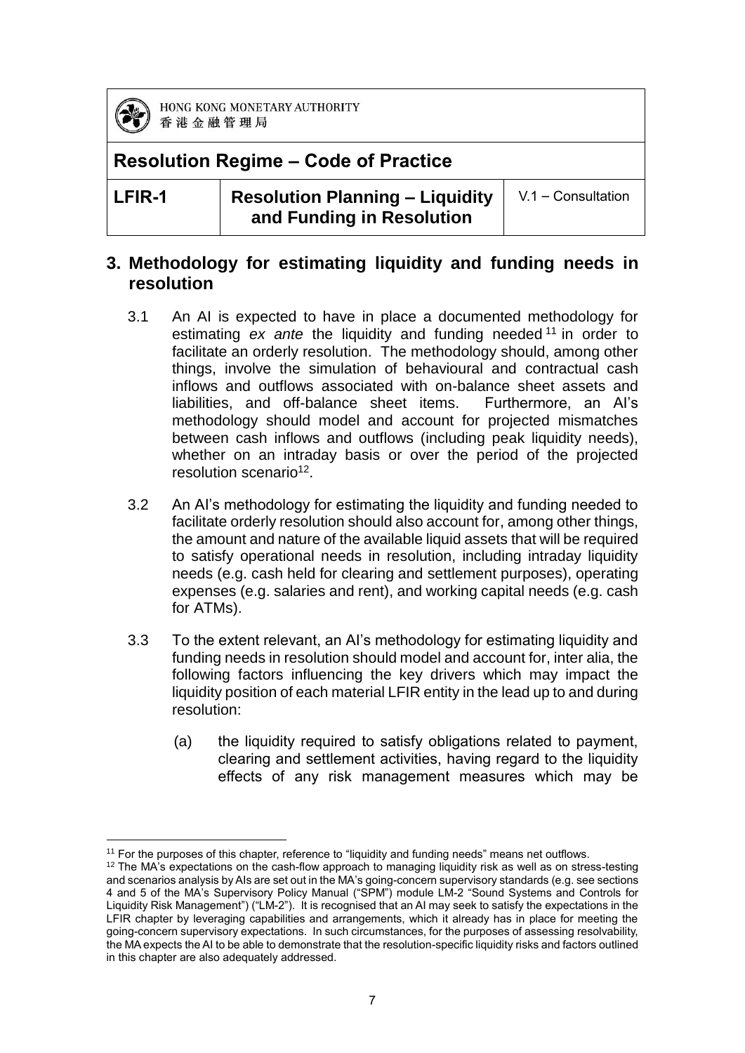## 3. Methodology for estimating liquidity and funding needs in resolution

3.1 An AI is expected to have in place a documented methodology for estimating *ex ante* the liquidity and funding needed[11] in order to facilitate an orderly resolution. The methodology should, among other things, involve the simulation of behavioural and contractual cash inflows and outflows associated with on-balance sheet assets and liabilities, and off-balance sheet items. Furthermore, an AI's methodology should model and account for projected mismatches between cash inflows and outflows (including peak liquidity needs), whether on an intraday basis or over the period of the projected resolution scenario[12].

3.2 An AI's methodology for estimating the liquidity and funding needed to facilitate orderly resolution should also account for, among other things, the amount and nature of the available liquid assets that will be required to satisfy operational needs in resolution, including intraday liquidity needs (e.g. cash held for clearing and settlement purposes), operating expenses (e.g. salaries and rent), and working capital needs (e.g. cash for ATMs).

3.3 To the extent relevant, an AI's methodology for estimating liquidity and funding needs in resolution should model and account for, inter alia, the following factors influencing the key drivers which may impact the liquidity position of each material LFIR entity in the lead up to and during resolution:

(a) the liquidity required to satisfy obligations related to payment, clearing and settlement activities, having regard to the liquidity effects of any risk management measures which may be

---

[11] For the purposes of this chapter, reference to "liquidity and funding needs" means net outflows.

[12] The MA's expectations on the cash-flow approach to managing liquidity risk as well as on stress-testing and scenarios analysis by AIs are set out in the MA's going-concern supervisory standards (e.g. see sections 4 and 5 of the MA's Supervisory Policy Manual ("SPM") module LM-2 "Sound Systems and Controls for Liquidity Risk Management") ("LM-2"). It is recognised that an AI may seek to satisfy the expectations in the LFIR chapter by leveraging capabilities and arrangements, which it already has in place for meeting the going-concern supervisory expectations. In such circumstances, for the purposes of assessing resolvability, the MA expects the AI to be able to demonstrate that the resolution-specific liquidity risks and factors outlined in this chapter are also adequately addressed.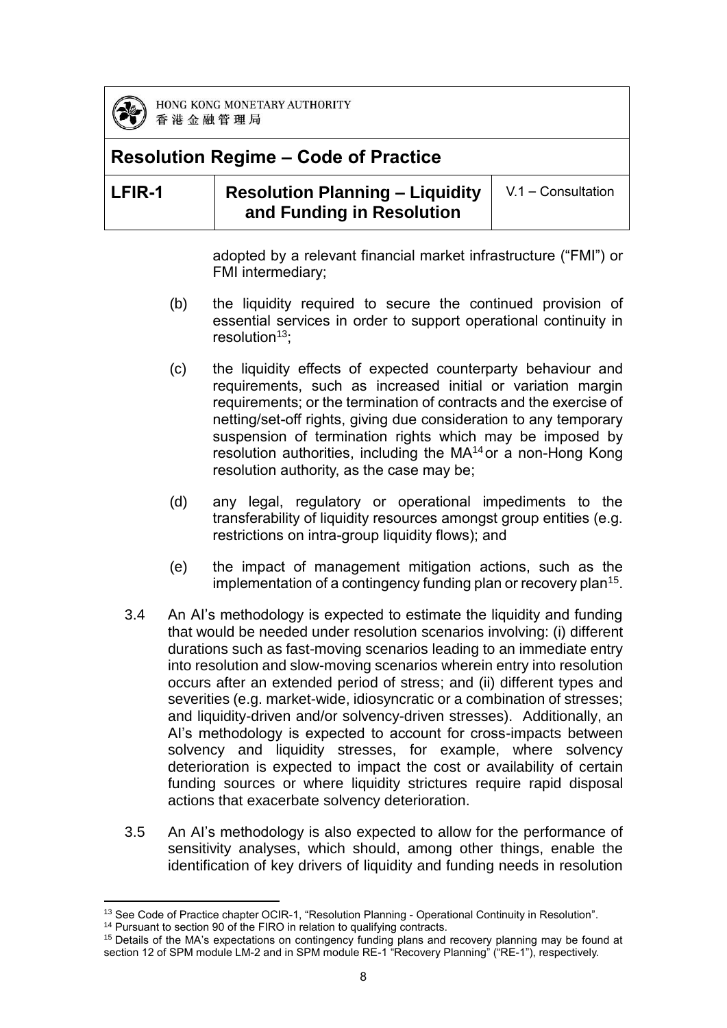adopted by a relevant financial market infrastructure ("FMI") or FMI intermediary;

(b) the liquidity required to secure the continued provision of essential services in order to support operational continuity in resolution[13];

(c) the liquidity effects of expected counterparty behaviour and requirements, such as increased initial or variation margin requirements; or the termination of contracts and the exercise of netting/set-off rights, giving due consideration to any temporary suspension of termination rights which may be imposed by resolution authorities, including the MA[14] or a non-Hong Kong resolution authority, as the case may be;

(d) any legal, regulatory or operational impediments to the transferability of liquidity resources amongst group entities (e.g. restrictions on intra-group liquidity flows); and

(e) the impact of management mitigation actions, such as the implementation of a contingency funding plan or recovery plan[15].

3.4 An AI's methodology is expected to estimate the liquidity and funding that would be needed under resolution scenarios involving: (i) different durations such as fast-moving scenarios leading to an immediate entry into resolution and slow-moving scenarios wherein entry into resolution occurs after an extended period of stress; and (ii) different types and severities (e.g. market-wide, idiosyncratic or a combination of stresses; and liquidity-driven and/or solvency-driven stresses). Additionally, an AI's methodology is expected to account for cross-impacts between solvency and liquidity stresses, for example, where solvency deterioration is expected to impact the cost or availability of certain funding sources or where liquidity strictures require rapid disposal actions that exacerbate solvency deterioration.

3.5 An AI's methodology is also expected to allow for the performance of sensitivity analyses, which should, among other things, enable the identification of key drivers of liquidity and funding needs in resolution

[13] See Code of Practice chapter OCIR-1, "Resolution Planning - Operational Continuity in Resolution".

[14] Pursuant to section 90 of the FIRO in relation to qualifying contracts.

[15] Details of the MA's expectations on contingency funding plans and recovery planning may be found at section 12 of SPM module LM-2 and in SPM module RE-1 "Recovery Planning" ("RE-1"), respectively.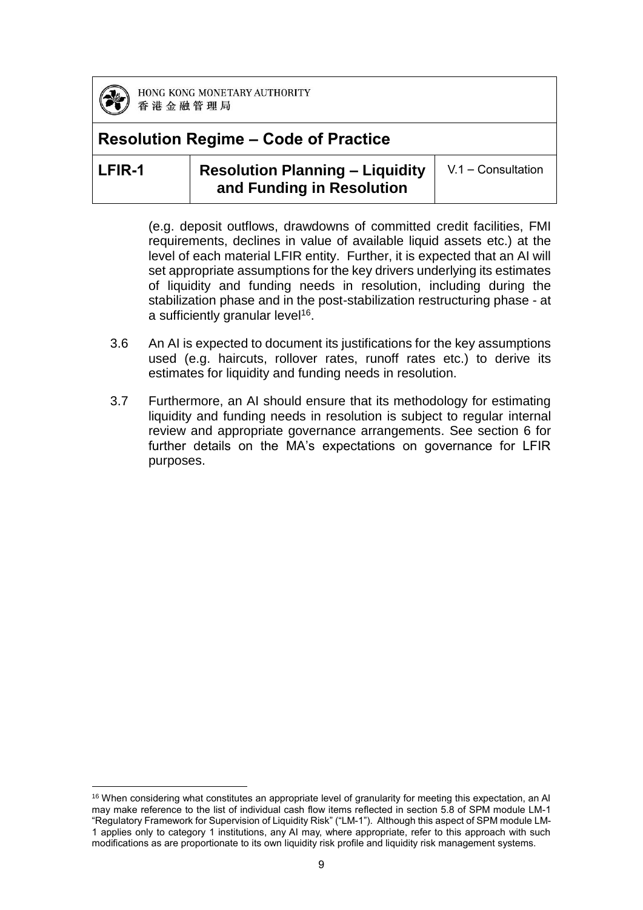(e.g. deposit outflows, drawdowns of committed credit facilities, FMI requirements, declines in value of available liquid assets etc.) at the level of each material LFIR entity. Further, it is expected that an AI will set appropriate assumptions for the key drivers underlying its estimates of liquidity and funding needs in resolution, including during the stabilization phase and in the post-stabilization restructuring phase - at a sufficiently granular level[16].

3.6 An AI is expected to document its justifications for the key assumptions used (e.g. haircuts, rollover rates, runoff rates etc.) to derive its estimates for liquidity and funding needs in resolution.

3.7 Furthermore, an AI should ensure that its methodology for estimating liquidity and funding needs in resolution is subject to regular internal review and appropriate governance arrangements. See section 6 for further details on the MA's expectations on governance for LFIR purposes.

---

[16] When considering what constitutes an appropriate level of granularity for meeting this expectation, an AI may make reference to the list of individual cash flow items reflected in section 5.8 of SPM module LM-1 "Regulatory Framework for Supervision of Liquidity Risk" ("LM-1"). Although this aspect of SPM module LM-1 applies only to category 1 institutions, any AI may, where appropriate, refer to this approach with such modifications as are proportionate to its own liquidity risk profile and liquidity risk management systems.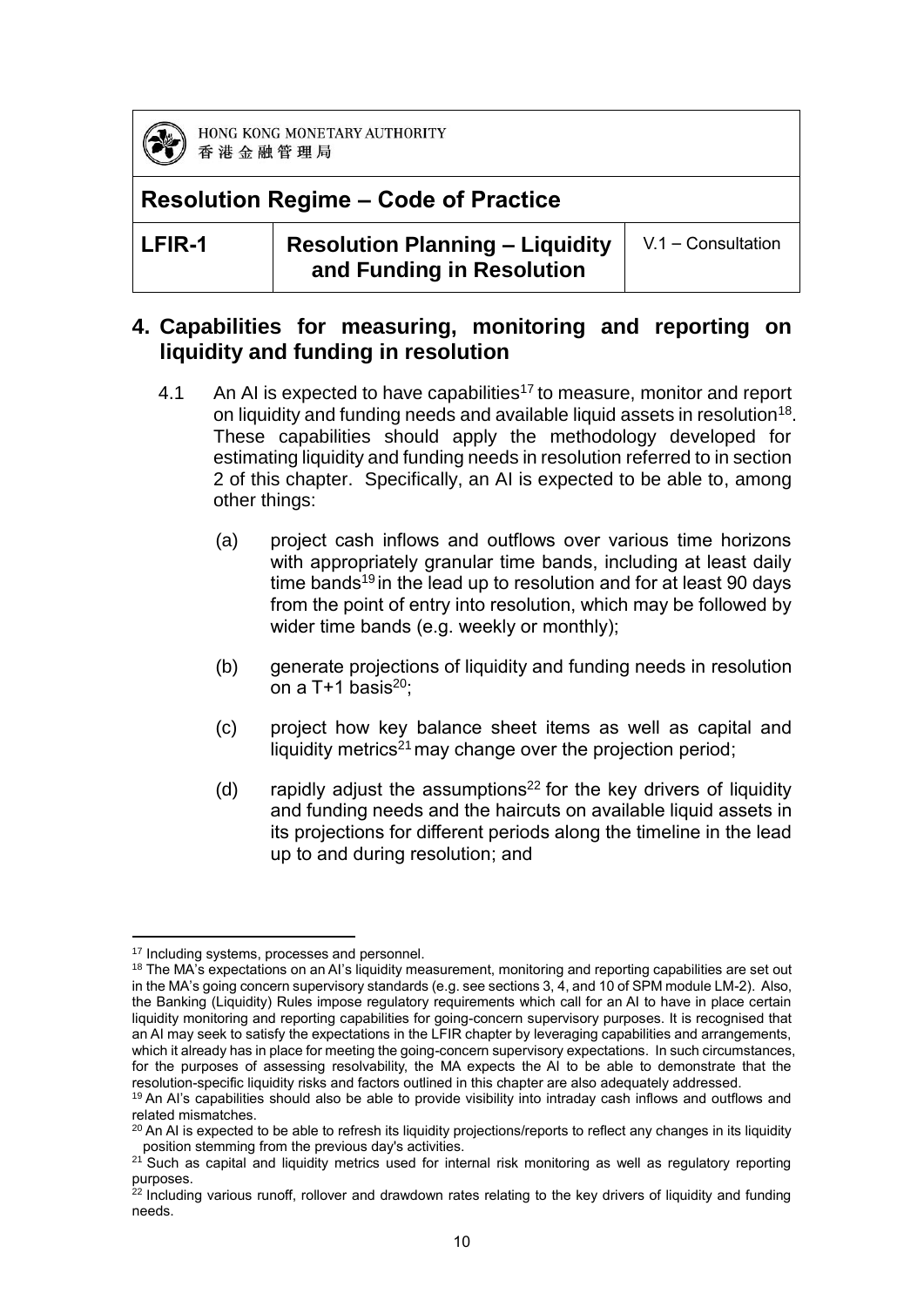## 4. Capabilities for measuring, monitoring and reporting on liquidity and funding in resolution

4.1 An AI is expected to have capabilities[17] to measure, monitor and report on liquidity and funding needs and available liquid assets in resolution[18]. These capabilities should apply the methodology developed for estimating liquidity and funding needs in resolution referred to in section 2 of this chapter. Specifically, an AI is expected to be able to, among other things:

(a) project cash inflows and outflows over various time horizons with appropriately granular time bands, including at least daily time bands[19] in the lead up to resolution and for at least 90 days from the point of entry into resolution, which may be followed by wider time bands (e.g. weekly or monthly);

(b) generate projections of liquidity and funding needs in resolution on a T+1 basis[20];

(c) project how key balance sheet items as well as capital and liquidity metrics[21] may change over the projection period;

(d) rapidly adjust the assumptions[22] for the key drivers of liquidity and funding needs and the haircuts on available liquid assets in its projections for different periods along the timeline in the lead up to and during resolution; and

---

[17] Including systems, processes and personnel.

[18] The MA's expectations on an AI's liquidity measurement, monitoring and reporting capabilities are set out in the MA's going concern supervisory standards (e.g. see sections 3, 4, and 10 of SPM module LM-2). Also, the Banking (Liquidity) Rules impose regulatory requirements which call for an AI to have in place certain liquidity monitoring and reporting capabilities for going-concern supervisory purposes. It is recognised that an AI may seek to satisfy the expectations in the LFIR chapter by leveraging capabilities and arrangements, which it already has in place for meeting the going-concern supervisory expectations. In such circumstances, for the purposes of assessing resolvability, the MA expects the AI to be able to demonstrate that the resolution-specific liquidity risks and factors outlined in this chapter are also adequately addressed.

[19] An AI's capabilities should also be able to provide visibility into intraday cash inflows and outflows and related mismatches.

[20] An AI is expected to be able to refresh its liquidity projections/reports to reflect any changes in its liquidity position stemming from the previous day's activities.

[21] Such as capital and liquidity metrics used for internal risk monitoring as well as regulatory reporting purposes.

[22] Including various runoff, rollover and drawdown rates relating to the key drivers of liquidity and funding needs.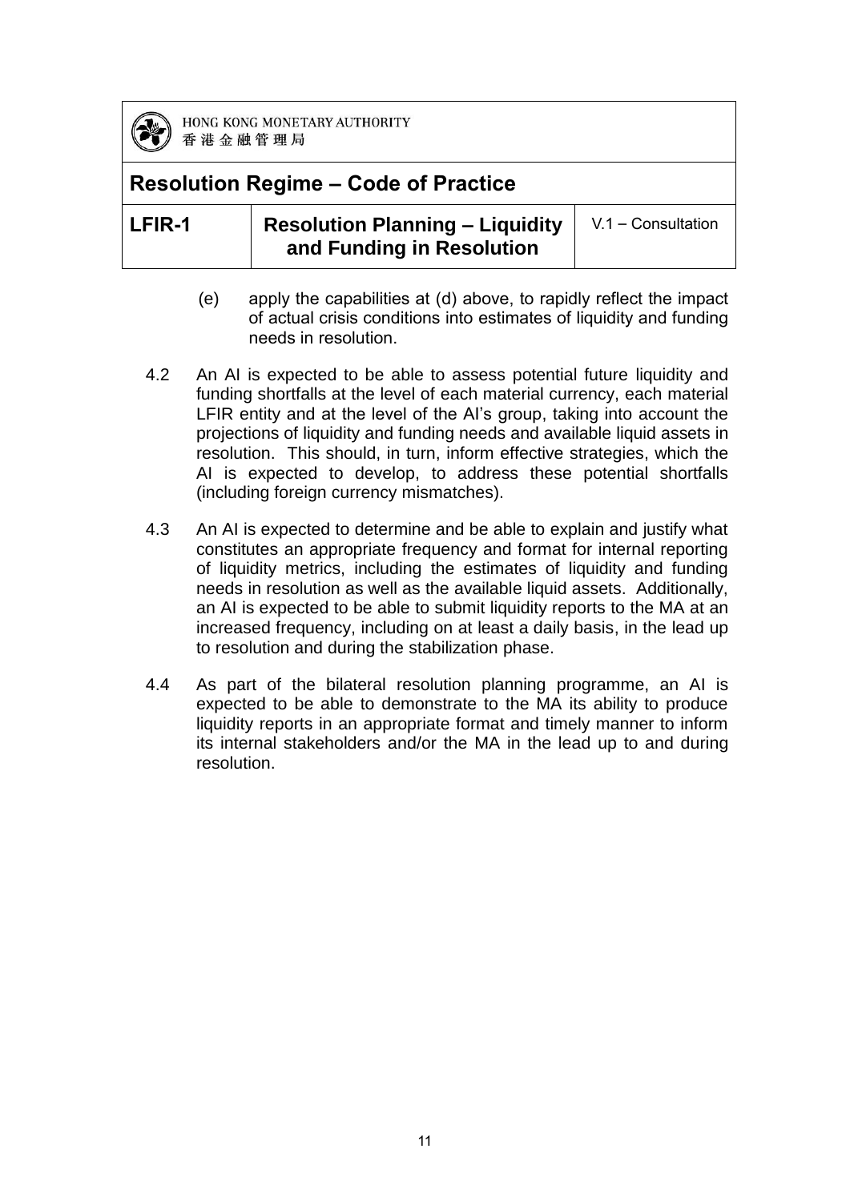(e) apply the capabilities at (d) above, to rapidly reflect the impact of actual crisis conditions into estimates of liquidity and funding needs in resolution.

4.2 An AI is expected to be able to assess potential future liquidity and funding shortfalls at the level of each material currency, each material LFIR entity and at the level of the AI's group, taking into account the projections of liquidity and funding needs and available liquid assets in resolution. This should, in turn, inform effective strategies, which the AI is expected to develop, to address these potential shortfalls (including foreign currency mismatches).

4.3 An AI is expected to determine and be able to explain and justify what constitutes an appropriate frequency and format for internal reporting of liquidity metrics, including the estimates of liquidity and funding needs in resolution as well as the available liquid assets. Additionally, an AI is expected to be able to submit liquidity reports to the MA at an increased frequency, including on at least a daily basis, in the lead up to resolution and during the stabilization phase.

4.4 As part of the bilateral resolution planning programme, an AI is expected to be able to demonstrate to the MA its ability to produce liquidity reports in an appropriate format and timely manner to inform its internal stakeholders and/or the MA in the lead up to and during resolution.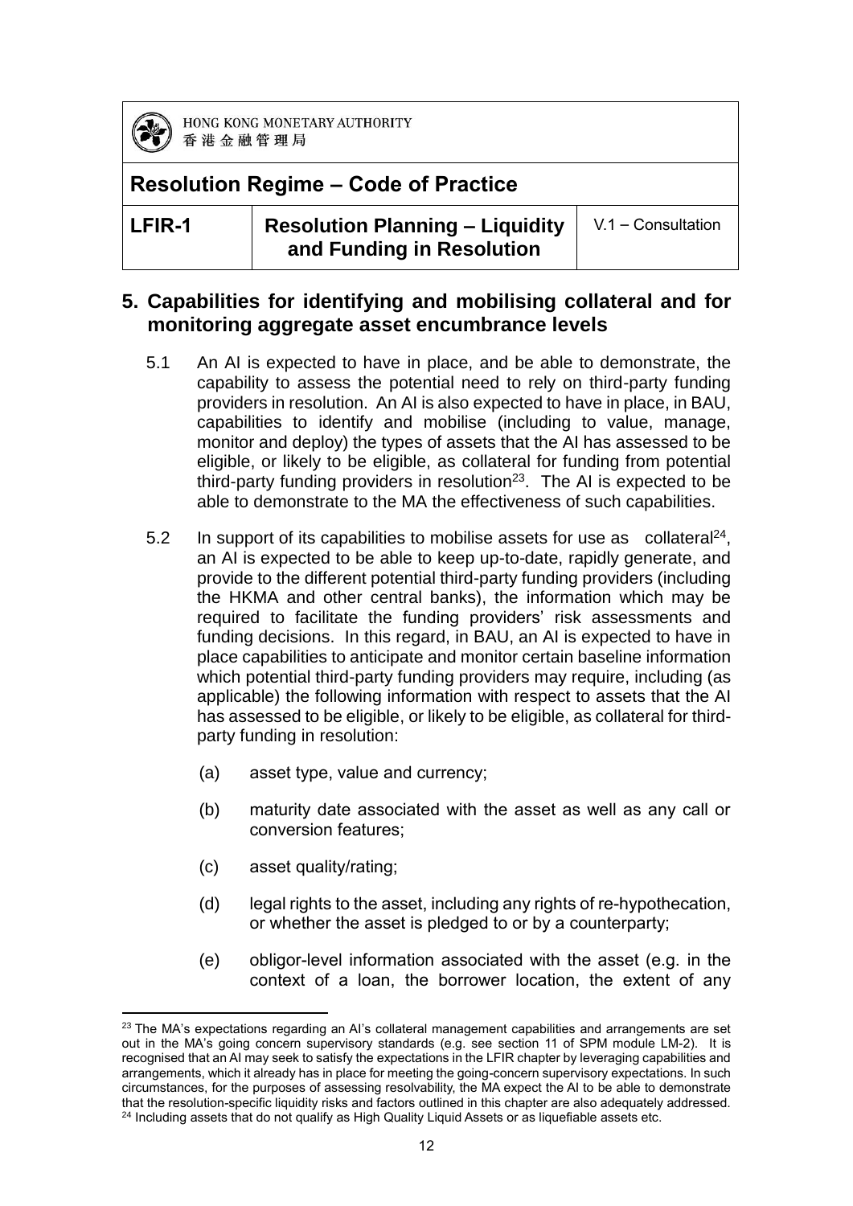## 5. Capabilities for identifying and mobilising collateral and for monitoring aggregate asset encumbrance levels

5.1 An AI is expected to have in place, and be able to demonstrate, the capability to assess the potential need to rely on third-party funding providers in resolution. An AI is also expected to have in place, in BAU, capabilities to identify and mobilise (including to value, manage, monitor and deploy) the types of assets that the AI has assessed to be eligible, or likely to be eligible, as collateral for funding from potential third-party funding providers in resolution[23]. The AI is expected to be able to demonstrate to the MA the effectiveness of such capabilities.

5.2 In support of its capabilities to mobilise assets for use as collateral[24], an AI is expected to be able to keep up-to-date, rapidly generate, and provide to the different potential third-party funding providers (including the HKMA and other central banks), the information which may be required to facilitate the funding providers' risk assessments and funding decisions. In this regard, in BAU, an AI is expected to have in place capabilities to anticipate and monitor certain baseline information which potential third-party funding providers may require, including (as applicable) the following information with respect to assets that the AI has assessed to be eligible, or likely to be eligible, as collateral for third-party funding in resolution:

(a) asset type, value and currency;

(b) maturity date associated with the asset as well as any call or conversion features;

(c) asset quality/rating;

(d) legal rights to the asset, including any rights of re-hypothecation, or whether the asset is pledged to or by a counterparty;

(e) obligor-level information associated with the asset (e.g. in the context of a loan, the borrower location, the extent of any

---

[23] The MA's expectations regarding an AI's collateral management capabilities and arrangements are set out in the MA's going concern supervisory standards (e.g. see section 11 of SPM module LM-2). It is recognised that an AI may seek to satisfy the expectations in the LFIR chapter by leveraging capabilities and arrangements, which it already has in place for meeting the going-concern supervisory expectations. In such circumstances, for the purposes of assessing resolvability, the MA expect the AI to be able to demonstrate that the resolution-specific liquidity risks and factors outlined in this chapter are also adequately addressed.

[24] Including assets that do not qualify as High Quality Liquid Assets or as liquefiable assets etc.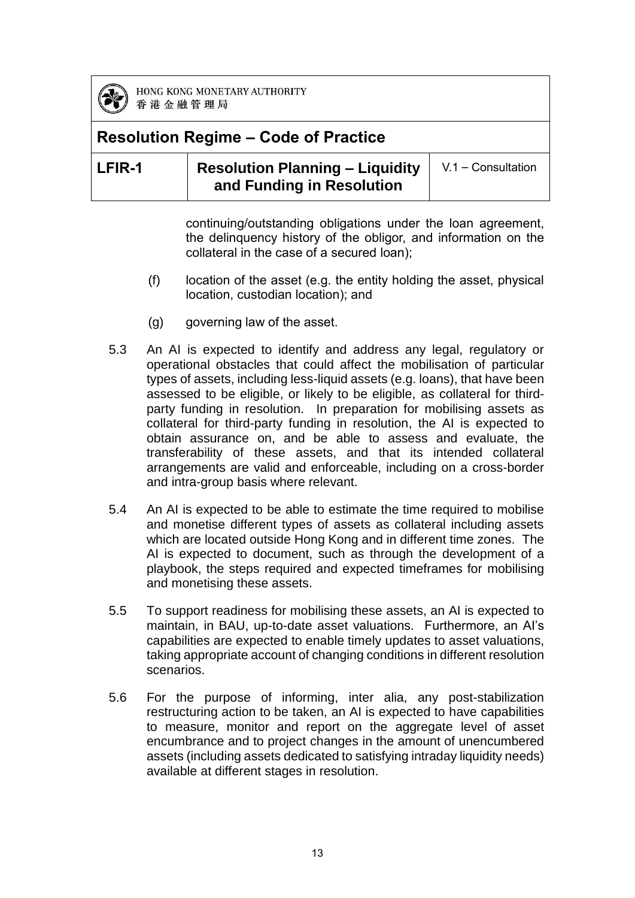continuing/outstanding obligations under the loan agreement, the delinquency history of the obligor, and information on the collateral in the case of a secured loan);

(f) location of the asset (e.g. the entity holding the asset, physical location, custodian location); and

(g) governing law of the asset.

5.3 An AI is expected to identify and address any legal, regulatory or operational obstacles that could affect the mobilisation of particular types of assets, including less-liquid assets (e.g. loans), that have been assessed to be eligible, or likely to be eligible, as collateral for third-party funding in resolution. In preparation for mobilising assets as collateral for third-party funding in resolution, the AI is expected to obtain assurance on, and be able to assess and evaluate, the transferability of these assets, and that its intended collateral arrangements are valid and enforceable, including on a cross-border and intra-group basis where relevant.

5.4 An AI is expected to be able to estimate the time required to mobilise and monetise different types of assets as collateral including assets which are located outside Hong Kong and in different time zones. The AI is expected to document, such as through the development of a playbook, the steps required and expected timeframes for mobilising and monetising these assets.

5.5 To support readiness for mobilising these assets, an AI is expected to maintain, in BAU, up-to-date asset valuations. Furthermore, an AI's capabilities are expected to enable timely updates to asset valuations, taking appropriate account of changing conditions in different resolution scenarios.

5.6 For the purpose of informing, inter alia, any post-stabilization restructuring action to be taken, an AI is expected to have capabilities to measure, monitor and report on the aggregate level of asset encumbrance and to project changes in the amount of unencumbered assets (including assets dedicated to satisfying intraday liquidity needs) available at different stages in resolution.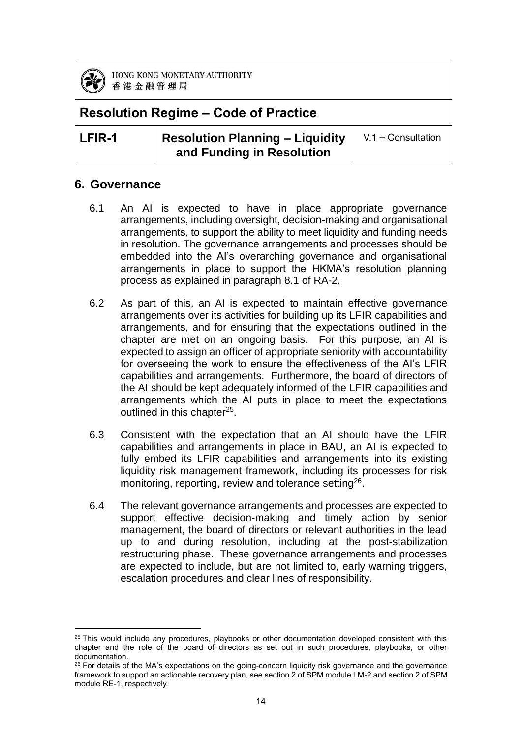## 6. Governance

6.1 An AI is expected to have in place appropriate governance arrangements, including oversight, decision-making and organisational arrangements, to support the ability to meet liquidity and funding needs in resolution. The governance arrangements and processes should be embedded into the AI's overarching governance and organisational arrangements in place to support the HKMA's resolution planning process as explained in paragraph 8.1 of RA-2.

6.2 As part of this, an AI is expected to maintain effective governance arrangements over its activities for building up its LFIR capabilities and arrangements, and for ensuring that the expectations outlined in the chapter are met on an ongoing basis. For this purpose, an AI is expected to assign an officer of appropriate seniority with accountability for overseeing the work to ensure the effectiveness of the AI's LFIR capabilities and arrangements. Furthermore, the board of directors of the AI should be kept adequately informed of the LFIR capabilities and arrangements which the AI puts in place to meet the expectations outlined in this chapter[25].

6.3 Consistent with the expectation that an AI should have the LFIR capabilities and arrangements in place in BAU, an AI is expected to fully embed its LFIR capabilities and arrangements into its existing liquidity risk management framework, including its processes for risk monitoring, reporting, review and tolerance setting[26].

6.4 The relevant governance arrangements and processes are expected to support effective decision-making and timely action by senior management, the board of directors or relevant authorities in the lead up to and during resolution, including at the post-stabilization restructuring phase. These governance arrangements and processes are expected to include, but are not limited to, early warning triggers, escalation procedures and clear lines of responsibility.

---

[25] This would include any procedures, playbooks or other documentation developed consistent with this chapter and the role of the board of directors as set out in such procedures, playbooks, or other documentation.

[26] For details of the MA's expectations on the going-concern liquidity risk governance and the governance framework to support an actionable recovery plan, see section 2 of SPM module LM-2 and section 2 of SPM module RE-1, respectively.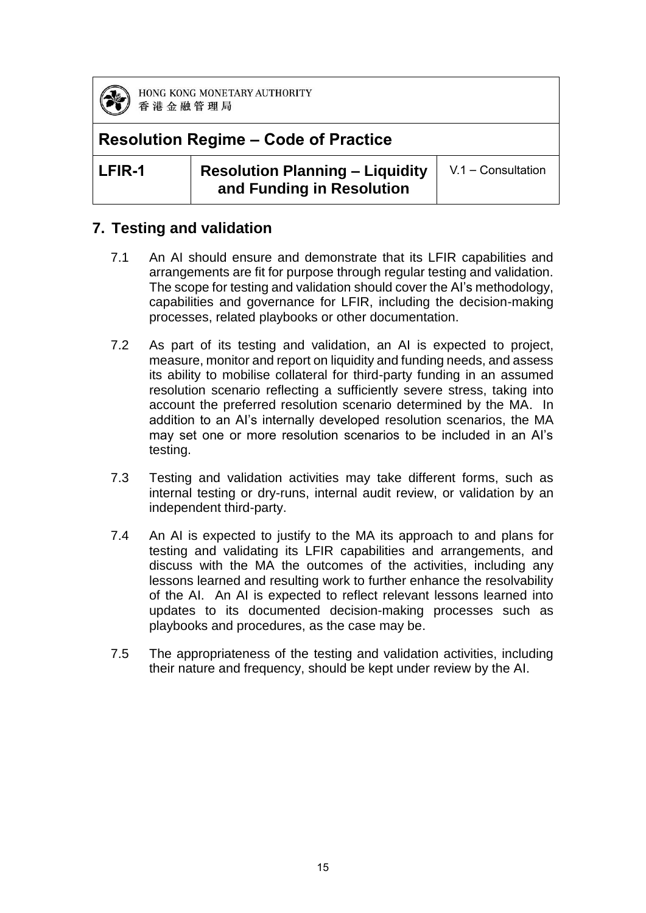## 7. Testing and validation

7.1 An AI should ensure and demonstrate that its LFIR capabilities and arrangements are fit for purpose through regular testing and validation. The scope for testing and validation should cover the AI's methodology, capabilities and governance for LFIR, including the decision-making processes, related playbooks or other documentation.

7.2 As part of its testing and validation, an AI is expected to project, measure, monitor and report on liquidity and funding needs, and assess its ability to mobilise collateral for third-party funding in an assumed resolution scenario reflecting a sufficiently severe stress, taking into account the preferred resolution scenario determined by the MA. In addition to an AI's internally developed resolution scenarios, the MA may set one or more resolution scenarios to be included in an AI's testing.

7.3 Testing and validation activities may take different forms, such as internal testing or dry-runs, internal audit review, or validation by an independent third-party.

7.4 An AI is expected to justify to the MA its approach to and plans for testing and validating its LFIR capabilities and arrangements, and discuss with the MA the outcomes of the activities, including any lessons learned and resulting work to further enhance the resolvability of the AI. An AI is expected to reflect relevant lessons learned into updates to its documented decision-making processes such as playbooks and procedures, as the case may be.

7.5 The appropriateness of the testing and validation activities, including their nature and frequency, should be kept under review by the AI.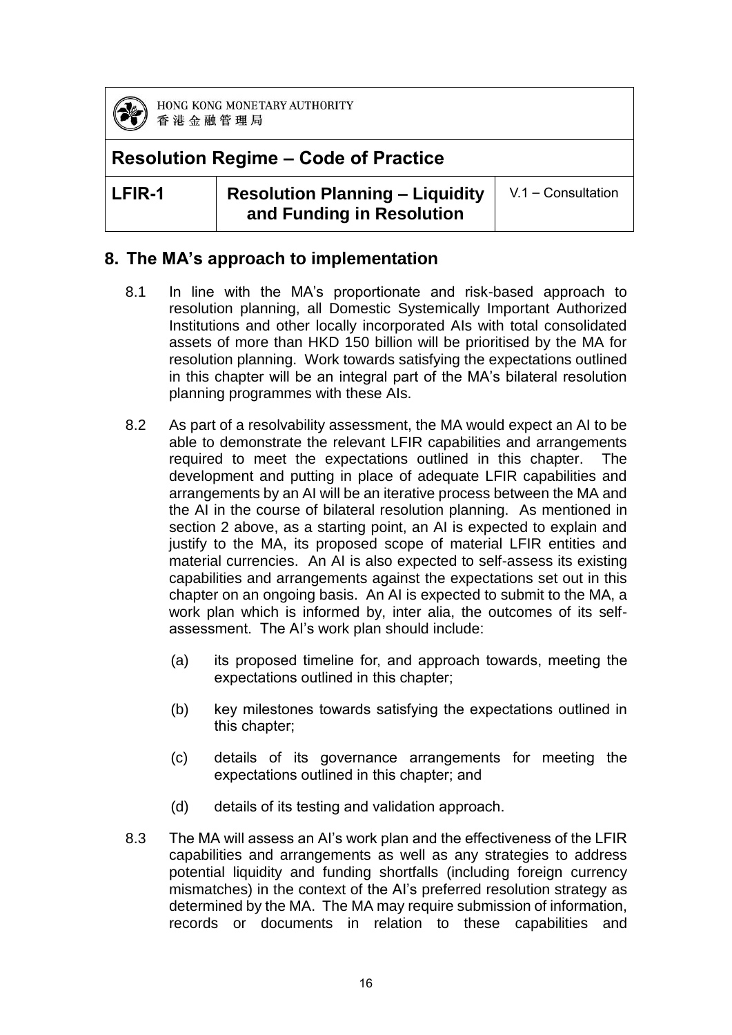## 8. The MA's approach to implementation

8.1 In line with the MA's proportionate and risk-based approach to resolution planning, all Domestic Systemically Important Authorized Institutions and other locally incorporated AIs with total consolidated assets of more than HKD 150 billion will be prioritised by the MA for resolution planning. Work towards satisfying the expectations outlined in this chapter will be an integral part of the MA's bilateral resolution planning programmes with these AIs.

8.2 As part of a resolvability assessment, the MA would expect an AI to be able to demonstrate the relevant LFIR capabilities and arrangements required to meet the expectations outlined in this chapter. The development and putting in place of adequate LFIR capabilities and arrangements by an AI will be an iterative process between the MA and the AI in the course of bilateral resolution planning. As mentioned in section 2 above, as a starting point, an AI is expected to explain and justify to the MA, its proposed scope of material LFIR entities and material currencies. An AI is also expected to self-assess its existing capabilities and arrangements against the expectations set out in this chapter on an ongoing basis. An AI is expected to submit to the MA, a work plan which is informed by, inter alia, the outcomes of its self-assessment. The AI's work plan should include:

(a) its proposed timeline for, and approach towards, meeting the expectations outlined in this chapter;

(b) key milestones towards satisfying the expectations outlined in this chapter;

(c) details of its governance arrangements for meeting the expectations outlined in this chapter; and

(d) details of its testing and validation approach.

8.3 The MA will assess an AI's work plan and the effectiveness of the LFIR capabilities and arrangements as well as any strategies to address potential liquidity and funding shortfalls (including foreign currency mismatches) in the context of the AI's preferred resolution strategy as determined by the MA. The MA may require submission of information, records or documents in relation to these capabilities and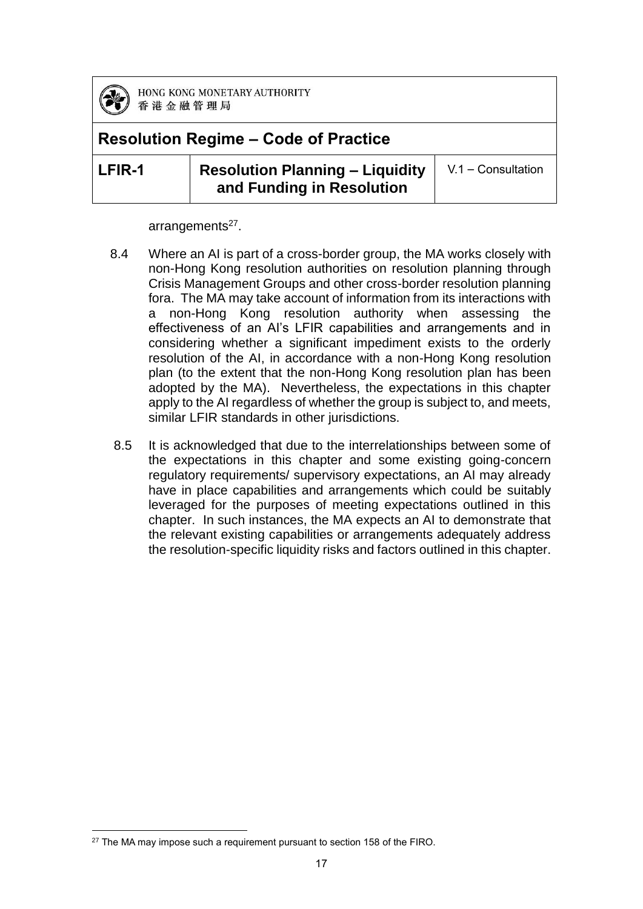arrangements[27].

8.4 Where an AI is part of a cross-border group, the MA works closely with non-Hong Kong resolution authorities on resolution planning through Crisis Management Groups and other cross-border resolution planning fora. The MA may take account of information from its interactions with a non-Hong Kong resolution authority when assessing the effectiveness of an AI's LFIR capabilities and arrangements and in considering whether a significant impediment exists to the orderly resolution of the AI, in accordance with a non-Hong Kong resolution plan (to the extent that the non-Hong Kong resolution plan has been adopted by the MA). Nevertheless, the expectations in this chapter apply to the AI regardless of whether the group is subject to, and meets, similar LFIR standards in other jurisdictions.

8.5 It is acknowledged that due to the interrelationships between some of the expectations in this chapter and some existing going-concern regulatory requirements/ supervisory expectations, an AI may already have in place capabilities and arrangements which could be suitably leveraged for the purposes of meeting expectations outlined in this chapter. In such instances, the MA expects an AI to demonstrate that the relevant existing capabilities or arrangements adequately address the resolution-specific liquidity risks and factors outlined in this chapter.

[27] The MA may impose such a requirement pursuant to section 158 of the FIRO.